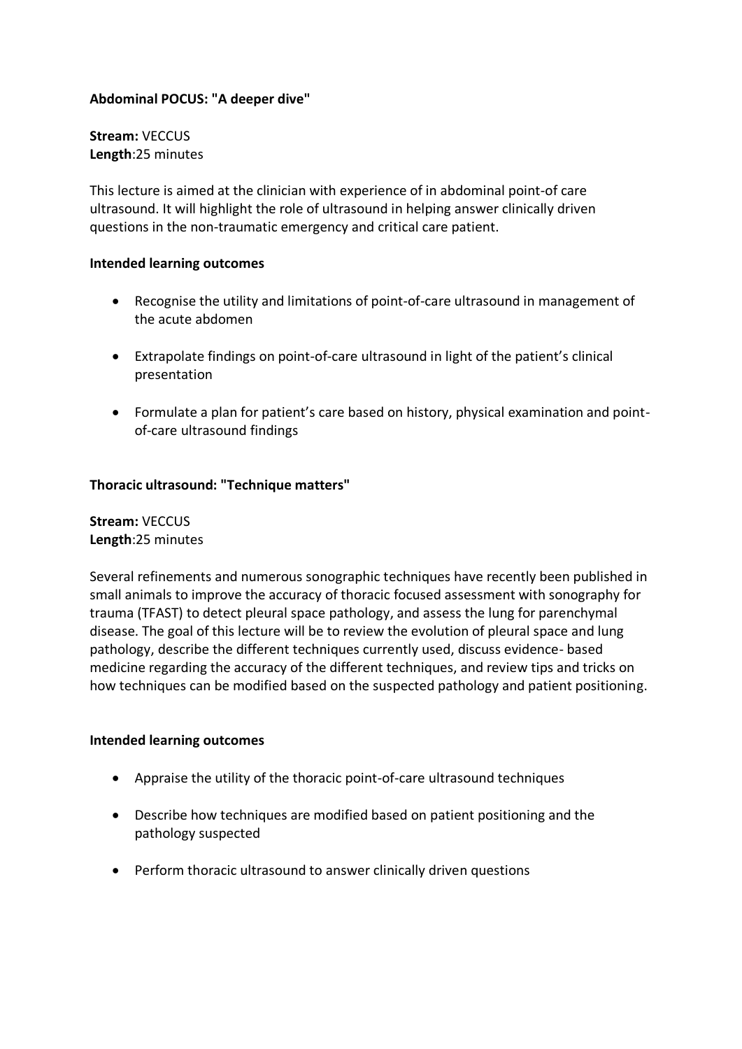**Abdominal POCUS: "A deeper dive"**

**Stream:** VECCUS
**Length**:25 minutes

This lecture is aimed at the clinician with experience of in abdominal point-of care ultrasound. It will highlight the role of ultrasound in helping answer clinically driven questions in the non-traumatic emergency and critical care patient.

**Intended learning outcomes**

- Recognise the utility and limitations of point-of-care ultrasound in management of the acute abdomen
- Extrapolate findings on point-of-care ultrasound in light of the patient's clinical presentation
- Formulate a plan for patient's care based on history, physical examination and point-of-care ultrasound findings

**Thoracic ultrasound: "Technique matters"**

**Stream:** VECCUS
**Length**:25 minutes

Several refinements and numerous sonographic techniques have recently been published in small animals to improve the accuracy of thoracic focused assessment with sonography for trauma (TFAST) to detect pleural space pathology, and assess the lung for parenchymal disease. The goal of this lecture will be to review the evolution of pleural space and lung pathology, describe the different techniques currently used, discuss evidence- based medicine regarding the accuracy of the different techniques, and review tips and tricks on how techniques can be modified based on the suspected pathology and patient positioning.

**Intended learning outcomes**

- Appraise the utility of the thoracic point-of-care ultrasound techniques
- Describe how techniques are modified based on patient positioning and the pathology suspected
- Perform thoracic ultrasound to answer clinically driven questions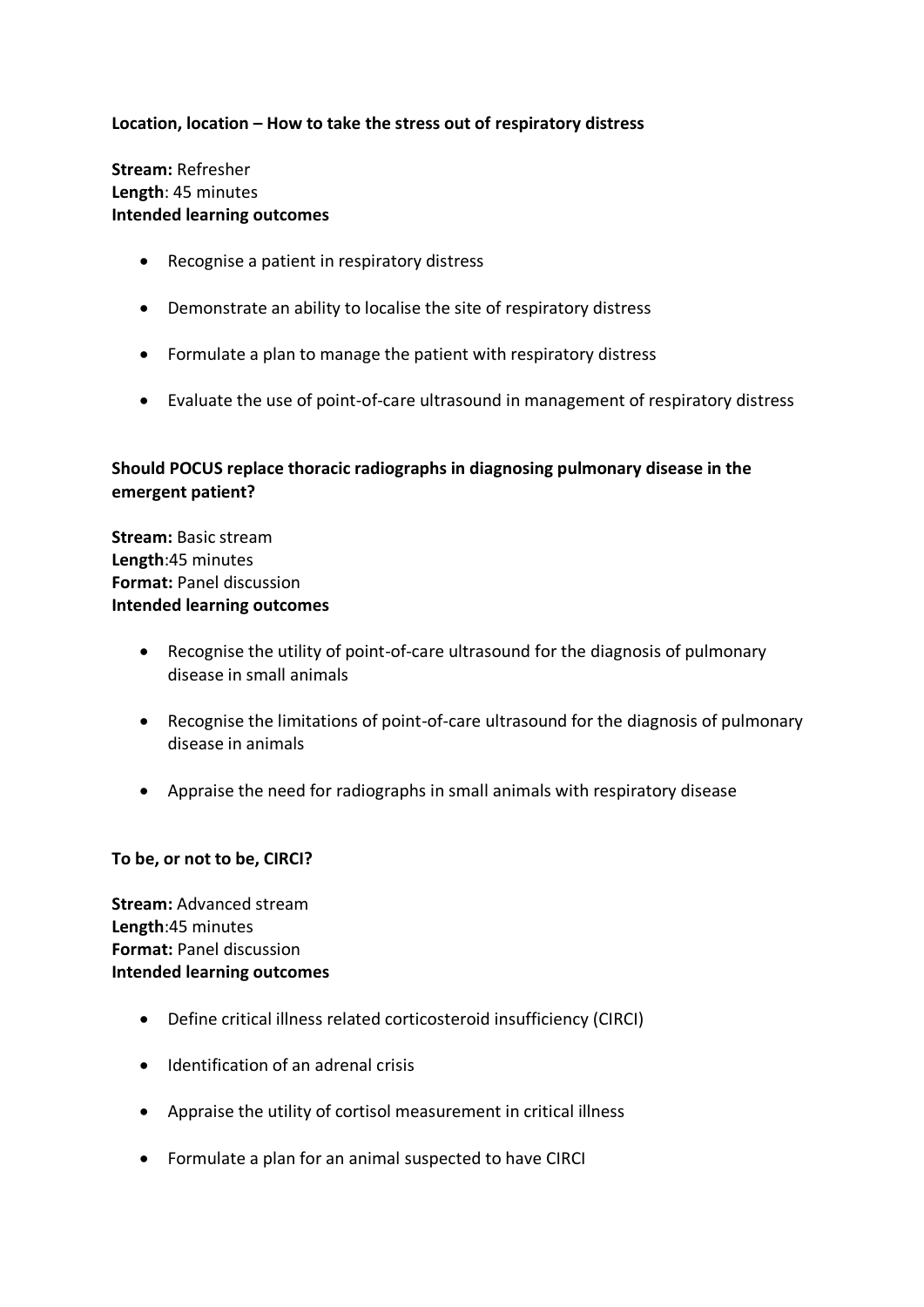**Location, location – How to take the stress out of respiratory distress**

**Stream:** Refresher
**Length**: 45 minutes
**Intended learning outcomes**

- Recognise a patient in respiratory distress
- Demonstrate an ability to localise the site of respiratory distress
- Formulate a plan to manage the patient with respiratory distress
- Evaluate the use of point-of-care ultrasound in management of respiratory distress

**Should POCUS replace thoracic radiographs in diagnosing pulmonary disease in the emergent patient?**

**Stream:** Basic stream
**Length**:45 minutes
**Format:** Panel discussion
**Intended learning outcomes**

- Recognise the utility of point-of-care ultrasound for the diagnosis of pulmonary disease in small animals
- Recognise the limitations of point-of-care ultrasound for the diagnosis of pulmonary disease in animals
- Appraise the need for radiographs in small animals with respiratory disease

**To be, or not to be, CIRCI?**

**Stream:** Advanced stream
**Length**:45 minutes
**Format:** Panel discussion
**Intended learning outcomes**

- Define critical illness related corticosteroid insufficiency (CIRCI)
- Identification of an adrenal crisis
- Appraise the utility of cortisol measurement in critical illness
- Formulate a plan for an animal suspected to have CIRCI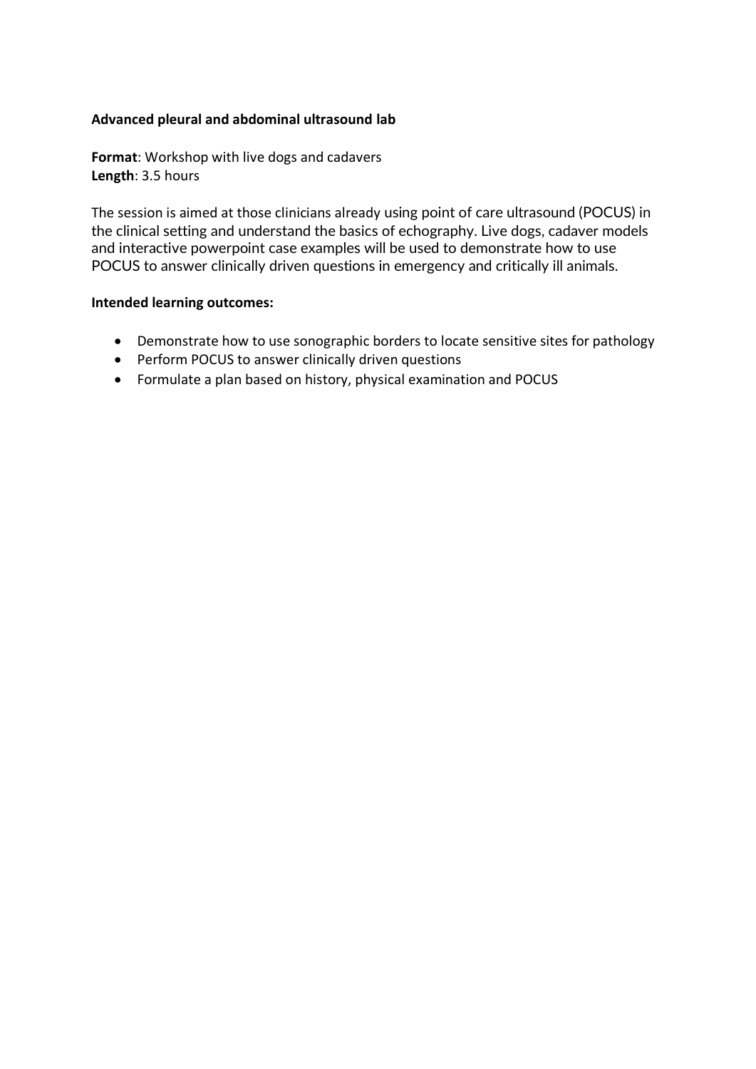**Advanced pleural and abdominal ultrasound lab**

**Format**: Workshop with live dogs and cadavers
**Length**: 3.5 hours

The session is aimed at those clinicians already using point of care ultrasound (POCUS) in the clinical setting and understand the basics of echography. Live dogs, cadaver models and interactive powerpoint case examples will be used to demonstrate how to use POCUS to answer clinically driven questions in emergency and critically ill animals.

**Intended learning outcomes:**

- Demonstrate how to use sonographic borders to locate sensitive sites for pathology
- Perform POCUS to answer clinically driven questions
- Formulate a plan based on history, physical examination and POCUS